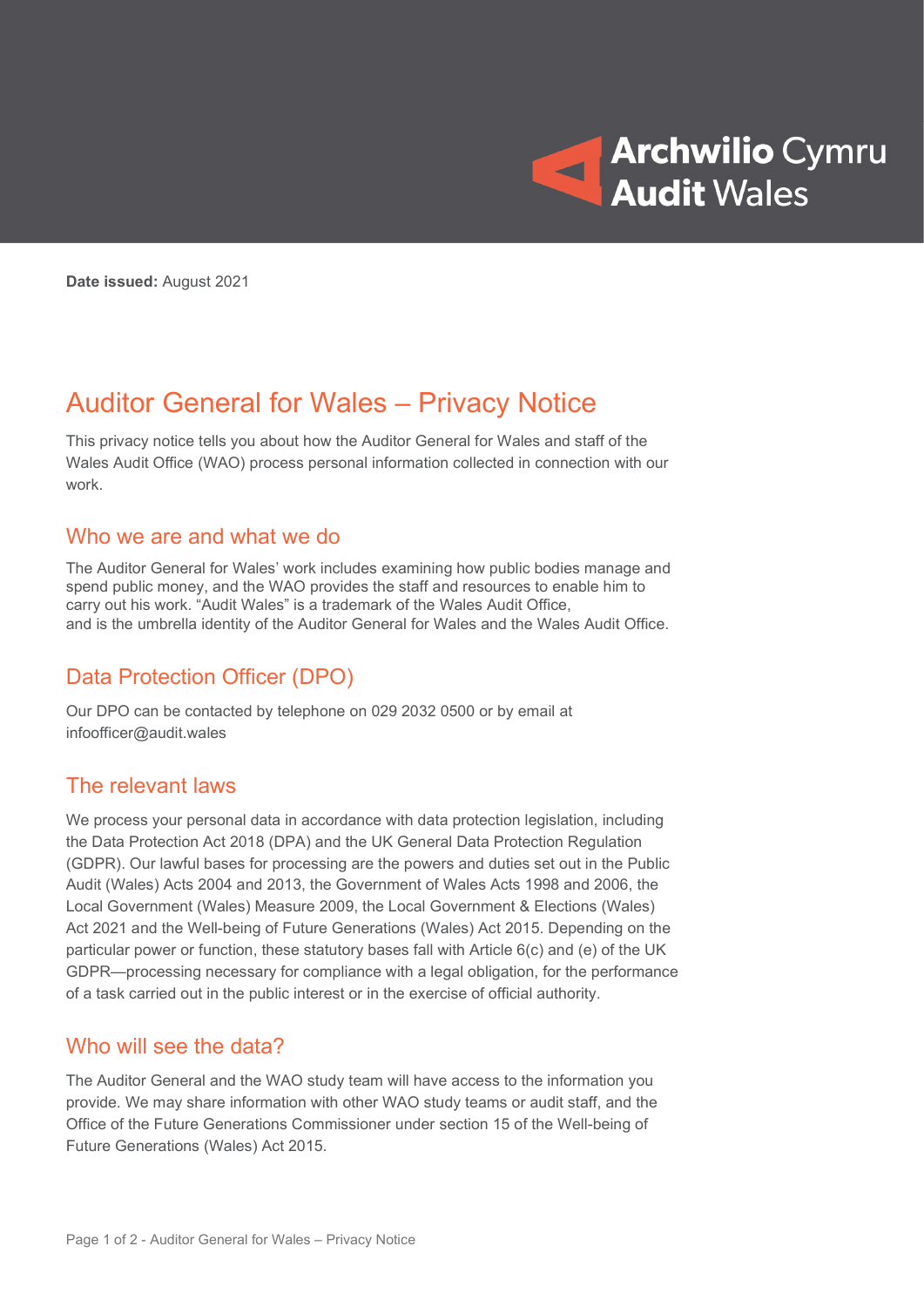Archwilio Cymru
Audit Wales

**Date issued:** August 2021

# Auditor General for Wales – Privacy Notice

This privacy notice tells you about how the Auditor General for Wales and staff of the Wales Audit Office (WAO) process personal information collected in connection with our work.

## Who we are and what we do

The Auditor General for Wales' work includes examining how public bodies manage and spend public money, and the WAO provides the staff and resources to enable him to carry out his work. "Audit Wales" is a trademark of the Wales Audit Office, and is the umbrella identity of the Auditor General for Wales and the Wales Audit Office.

## Data Protection Officer (DPO)

Our DPO can be contacted by telephone on 029 2032 0500 or by email at infoofficer@audit.wales

## The relevant laws

We process your personal data in accordance with data protection legislation, including the Data Protection Act 2018 (DPA) and the UK General Data Protection Regulation (GDPR). Our lawful bases for processing are the powers and duties set out in the Public Audit (Wales) Acts 2004 and 2013, the Government of Wales Acts 1998 and 2006, the Local Government (Wales) Measure 2009, the Local Government & Elections (Wales) Act 2021 and the Well-being of Future Generations (Wales) Act 2015. Depending on the particular power or function, these statutory bases fall with Article 6(c) and (e) of the UK GDPR—processing necessary for compliance with a legal obligation, for the performance of a task carried out in the public interest or in the exercise of official authority.

## Who will see the data?

The Auditor General and the WAO study team will have access to the information you provide. We may share information with other WAO study teams or audit staff, and the Office of the Future Generations Commissioner under section 15 of the Well-being of Future Generations (Wales) Act 2015.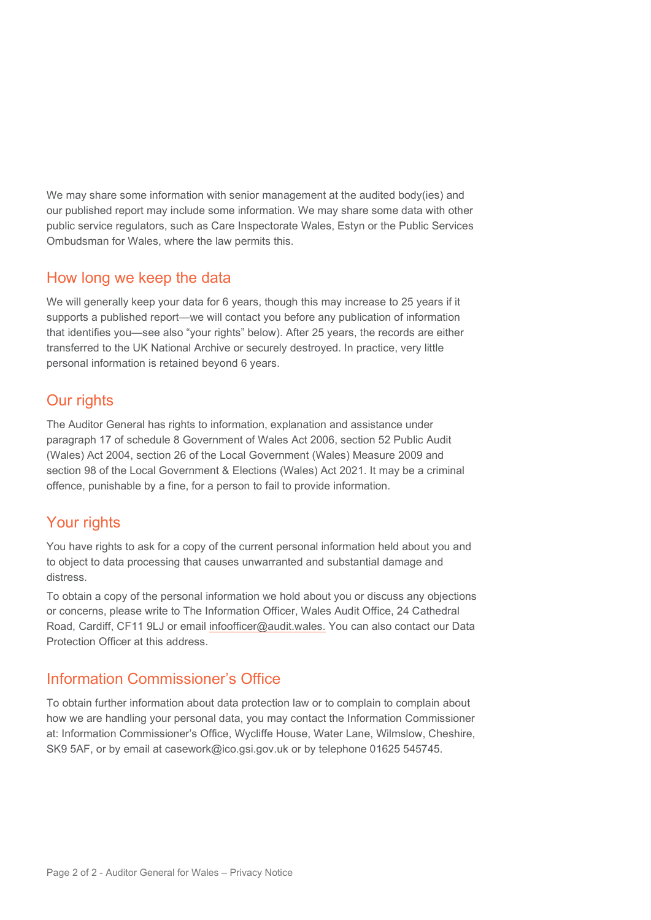We may share some information with senior management at the audited body(ies) and our published report may include some information. We may share some data with other public service regulators, such as Care Inspectorate Wales, Estyn or the Public Services Ombudsman for Wales, where the law permits this.

## How long we keep the data

We will generally keep your data for 6 years, though this may increase to 25 years if it supports a published report—we will contact you before any publication of information that identifies you—see also "your rights" below). After 25 years, the records are either transferred to the UK National Archive or securely destroyed. In practice, very little personal information is retained beyond 6 years.

## Our rights

The Auditor General has rights to information, explanation and assistance under paragraph 17 of schedule 8 Government of Wales Act 2006, section 52 Public Audit (Wales) Act 2004, section 26 of the Local Government (Wales) Measure 2009 and section 98 of the Local Government & Elections (Wales) Act 2021. It may be a criminal offence, punishable by a fine, for a person to fail to provide information.

## Your rights

You have rights to ask for a copy of the current personal information held about you and to object to data processing that causes unwarranted and substantial damage and distress.

To obtain a copy of the personal information we hold about you or discuss any objections or concerns, please write to The Information Officer, Wales Audit Office, 24 Cathedral Road, Cardiff, CF11 9LJ or email infoofficer@audit.wales. You can also contact our Data Protection Officer at this address.

## Information Commissioner's Office

To obtain further information about data protection law or to complain to complain about how we are handling your personal data, you may contact the Information Commissioner at: Information Commissioner's Office, Wycliffe House, Water Lane, Wilmslow, Cheshire, SK9 5AF, or by email at casework@ico.gsi.gov.uk or by telephone 01625 545745.